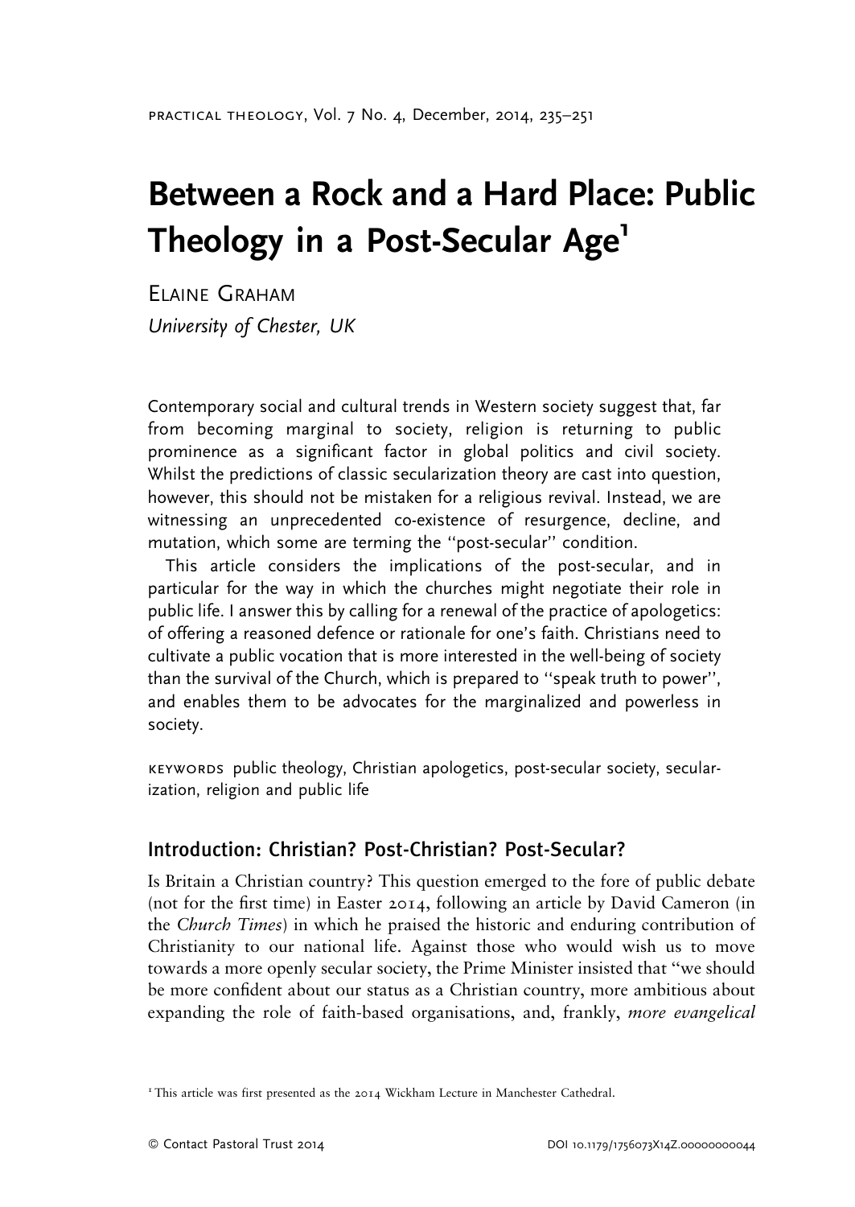# Between a Rock and a Hard Place: Public Theology in a Post-Secular Age[1]

Elaine Graham

*University of Chester, UK*

Contemporary social and cultural trends in Western society suggest that, far from becoming marginal to society, religion is returning to public prominence as a significant factor in global politics and civil society. Whilst the predictions of classic secularization theory are cast into question, however, this should not be mistaken for a religious revival. Instead, we are witnessing an unprecedented co-existence of resurgence, decline, and mutation, which some are terming the "post-secular" condition.

This article considers the implications of the post-secular, and in particular for the way in which the churches might negotiate their role in public life. I answer this by calling for a renewal of the practice of apologetics: of offering a reasoned defence or rationale for one's faith. Christians need to cultivate a public vocation that is more interested in the well-being of society than the survival of the Church, which is prepared to "speak truth to power", and enables them to be advocates for the marginalized and powerless in society.

KEYWORDS public theology, Christian apologetics, post-secular society, secularization, religion and public life

## Introduction: Christian? Post-Christian? Post-Secular?

Is Britain a Christian country? This question emerged to the fore of public debate (not for the first time) in Easter 2014, following an article by David Cameron (in the *Church Times*) in which he praised the historic and enduring contribution of Christianity to our national life. Against those who would wish us to move towards a more openly secular society, the Prime Minister insisted that "we should be more confident about our status as a Christian country, more ambitious about expanding the role of faith-based organisations, and, frankly, *more evangelical*

[1] This article was first presented as the 2014 Wickham Lecture in Manchester Cathedral.

© Contact Pastoral Trust 2014 DOI 10.1179/1756073X14Z.00000000044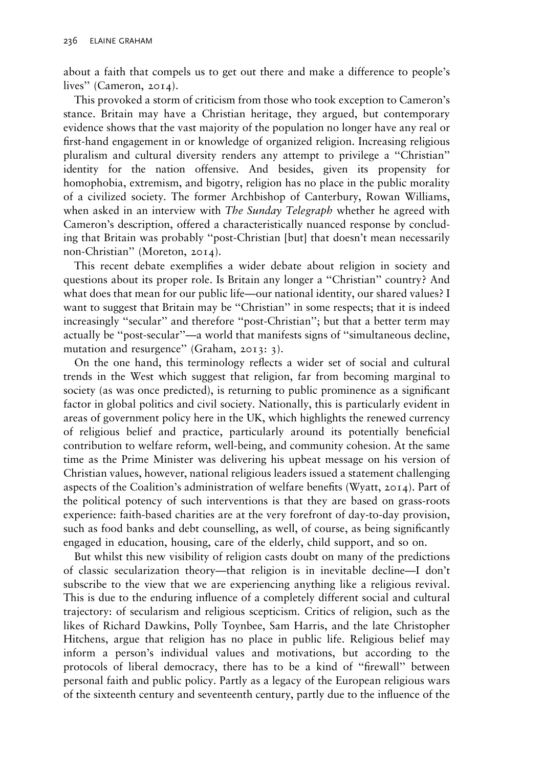about a faith that compels us to get out there and make a difference to people's lives" (Cameron, 2014).

This provoked a storm of criticism from those who took exception to Cameron's stance. Britain may have a Christian heritage, they argued, but contemporary evidence shows that the vast majority of the population no longer have any real or first-hand engagement in or knowledge of organized religion. Increasing religious pluralism and cultural diversity renders any attempt to privilege a "Christian" identity for the nation offensive. And besides, given its propensity for homophobia, extremism, and bigotry, religion has no place in the public morality of a civilized society. The former Archbishop of Canterbury, Rowan Williams, when asked in an interview with *The Sunday Telegraph* whether he agreed with Cameron's description, offered a characteristically nuanced response by concluding that Britain was probably "post-Christian [but] that doesn't mean necessarily non-Christian" (Moreton, 2014).

This recent debate exemplifies a wider debate about religion in society and questions about its proper role. Is Britain any longer a "Christian" country? And what does that mean for our public life—our national identity, our shared values? I want to suggest that Britain may be "Christian" in some respects; that it is indeed increasingly "secular" and therefore "post-Christian"; but that a better term may actually be "post-secular"—a world that manifests signs of "simultaneous decline, mutation and resurgence" (Graham, 2013: 3).

On the one hand, this terminology reflects a wider set of social and cultural trends in the West which suggest that religion, far from becoming marginal to society (as was once predicted), is returning to public prominence as a significant factor in global politics and civil society. Nationally, this is particularly evident in areas of government policy here in the UK, which highlights the renewed currency of religious belief and practice, particularly around its potentially beneficial contribution to welfare reform, well-being, and community cohesion. At the same time as the Prime Minister was delivering his upbeat message on his version of Christian values, however, national religious leaders issued a statement challenging aspects of the Coalition's administration of welfare benefits (Wyatt, 2014). Part of the political potency of such interventions is that they are based on grass-roots experience: faith-based charities are at the very forefront of day-to-day provision, such as food banks and debt counselling, as well, of course, as being significantly engaged in education, housing, care of the elderly, child support, and so on.

But whilst this new visibility of religion casts doubt on many of the predictions of classic secularization theory—that religion is in inevitable decline—I don't subscribe to the view that we are experiencing anything like a religious revival. This is due to the enduring influence of a completely different social and cultural trajectory: of secularism and religious scepticism. Critics of religion, such as the likes of Richard Dawkins, Polly Toynbee, Sam Harris, and the late Christopher Hitchens, argue that religion has no place in public life. Religious belief may inform a person's individual values and motivations, but according to the protocols of liberal democracy, there has to be a kind of "firewall" between personal faith and public policy. Partly as a legacy of the European religious wars of the sixteenth century and seventeenth century, partly due to the influence of the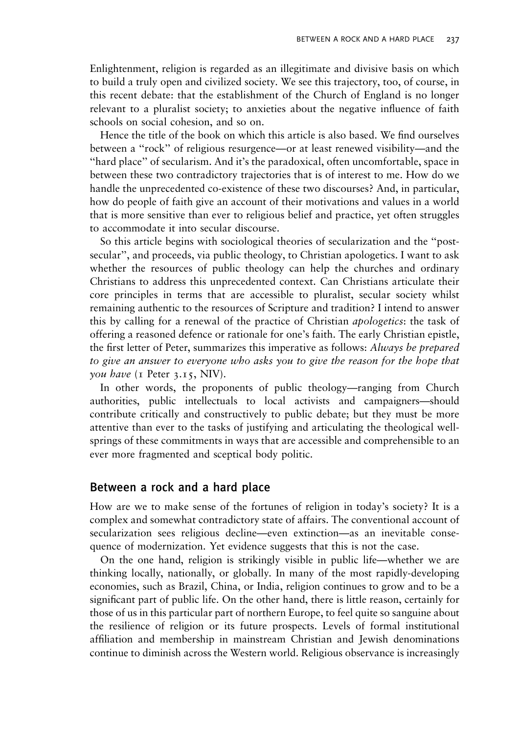Enlightenment, religion is regarded as an illegitimate and divisive basis on which to build a truly open and civilized society. We see this trajectory, too, of course, in this recent debate: that the establishment of the Church of England is no longer relevant to a pluralist society; to anxieties about the negative influence of faith schools on social cohesion, and so on.

Hence the title of the book on which this article is also based. We find ourselves between a "rock" of religious resurgence—or at least renewed visibility—and the "hard place" of secularism. And it's the paradoxical, often uncomfortable, space in between these two contradictory trajectories that is of interest to me. How do we handle the unprecedented co-existence of these two discourses? And, in particular, how do people of faith give an account of their motivations and values in a world that is more sensitive than ever to religious belief and practice, yet often struggles to accommodate it into secular discourse.

So this article begins with sociological theories of secularization and the "post-secular", and proceeds, via public theology, to Christian apologetics. I want to ask whether the resources of public theology can help the churches and ordinary Christians to address this unprecedented context. Can Christians articulate their core principles in terms that are accessible to pluralist, secular society whilst remaining authentic to the resources of Scripture and tradition? I intend to answer this by calling for a renewal of the practice of Christian *apologetics*: the task of offering a reasoned defence or rationale for one's faith. The early Christian epistle, the first letter of Peter, summarizes this imperative as follows: *Always be prepared to give an answer to everyone who asks you to give the reason for the hope that you have* (1 Peter 3.15, NIV).

In other words, the proponents of public theology—ranging from Church authorities, public intellectuals to local activists and campaigners—should contribute critically and constructively to public debate; but they must be more attentive than ever to the tasks of justifying and articulating the theological well-springs of these commitments in ways that are accessible and comprehensible to an ever more fragmented and sceptical body politic.

## Between a rock and a hard place

How are we to make sense of the fortunes of religion in today's society? It is a complex and somewhat contradictory state of affairs. The conventional account of secularization sees religious decline—even extinction—as an inevitable consequence of modernization. Yet evidence suggests that this is not the case.

On the one hand, religion is strikingly visible in public life—whether we are thinking locally, nationally, or globally. In many of the most rapidly-developing economies, such as Brazil, China, or India, religion continues to grow and to be a significant part of public life. On the other hand, there is little reason, certainly for those of us in this particular part of northern Europe, to feel quite so sanguine about the resilience of religion or its future prospects. Levels of formal institutional affiliation and membership in mainstream Christian and Jewish denominations continue to diminish across the Western world. Religious observance is increasingly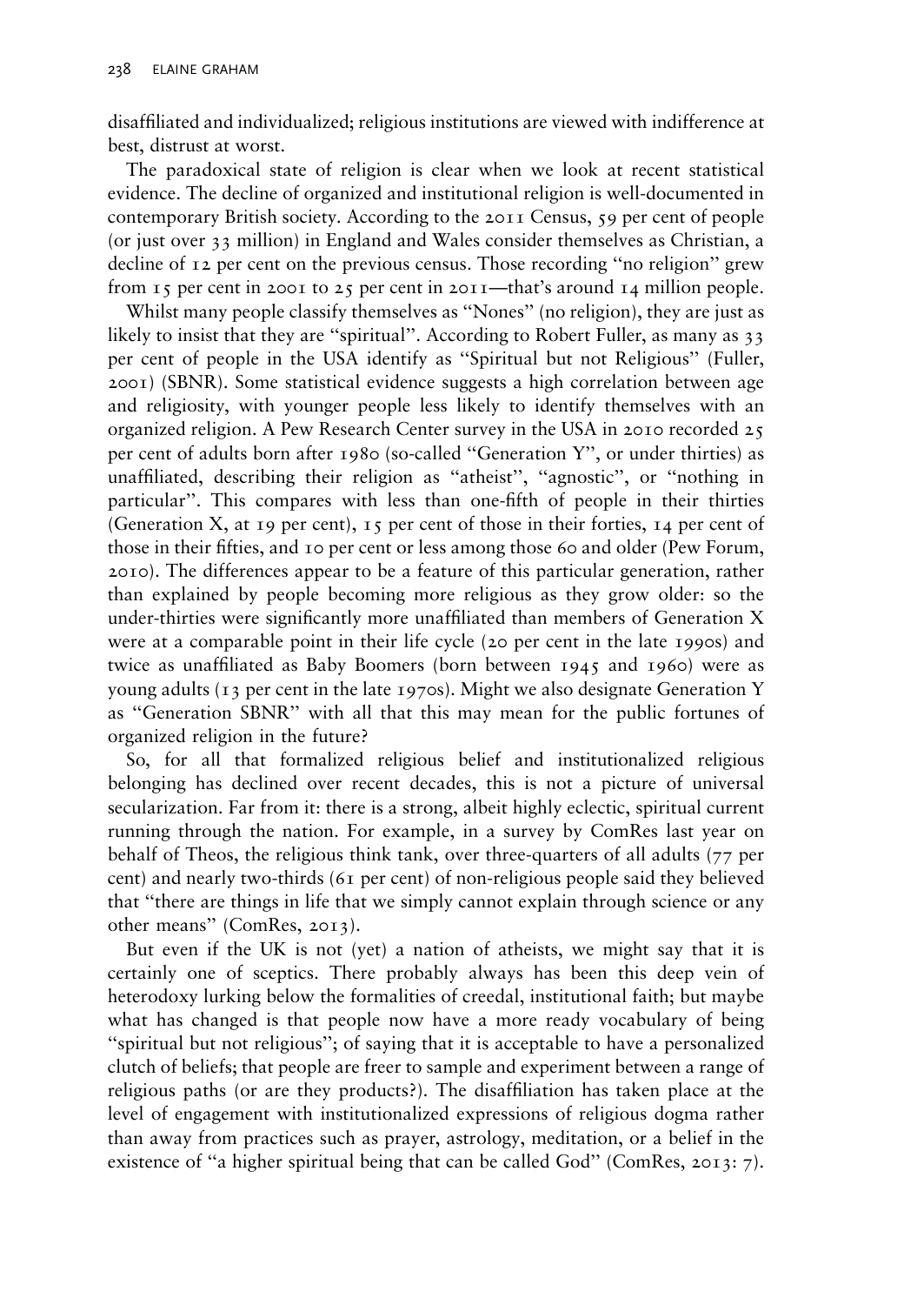disaffiliated and individualized; religious institutions are viewed with indifference at best, distrust at worst.

The paradoxical state of religion is clear when we look at recent statistical evidence. The decline of organized and institutional religion is well-documented in contemporary British society. According to the 2011 Census, 59 per cent of people (or just over 33 million) in England and Wales consider themselves as Christian, a decline of 12 per cent on the previous census. Those recording "no religion" grew from 15 per cent in 2001 to 25 per cent in 2011—that's around 14 million people.

Whilst many people classify themselves as "Nones" (no religion), they are just as likely to insist that they are "spiritual". According to Robert Fuller, as many as 33 per cent of people in the USA identify as "Spiritual but not Religious" (Fuller, 2001) (SBNR). Some statistical evidence suggests a high correlation between age and religiosity, with younger people less likely to identify themselves with an organized religion. A Pew Research Center survey in the USA in 2010 recorded 25 per cent of adults born after 1980 (so-called "Generation Y", or under thirties) as unaffiliated, describing their religion as "atheist", "agnostic", or "nothing in particular". This compares with less than one-fifth of people in their thirties (Generation X, at 19 per cent), 15 per cent of those in their forties, 14 per cent of those in their fifties, and 10 per cent or less among those 60 and older (Pew Forum, 2010). The differences appear to be a feature of this particular generation, rather than explained by people becoming more religious as they grow older: so the under-thirties were significantly more unaffiliated than members of Generation X were at a comparable point in their life cycle (20 per cent in the late 1990s) and twice as unaffiliated as Baby Boomers (born between 1945 and 1960) were as young adults (13 per cent in the late 1970s). Might we also designate Generation Y as "Generation SBNR" with all that this may mean for the public fortunes of organized religion in the future?

So, for all that formalized religious belief and institutionalized religious belonging has declined over recent decades, this is not a picture of universal secularization. Far from it: there is a strong, albeit highly eclectic, spiritual current running through the nation. For example, in a survey by ComRes last year on behalf of Theos, the religious think tank, over three-quarters of all adults (77 per cent) and nearly two-thirds (61 per cent) of non-religious people said they believed that "there are things in life that we simply cannot explain through science or any other means" (ComRes, 2013).

But even if the UK is not (yet) a nation of atheists, we might say that it is certainly one of sceptics. There probably always has been this deep vein of heterodoxy lurking below the formalities of creedal, institutional faith; but maybe what has changed is that people now have a more ready vocabulary of being "spiritual but not religious"; of saying that it is acceptable to have a personalized clutch of beliefs; that people are freer to sample and experiment between a range of religious paths (or are they products?). The disaffiliation has taken place at the level of engagement with institutionalized expressions of religious dogma rather than away from practices such as prayer, astrology, meditation, or a belief in the existence of "a higher spiritual being that can be called God" (ComRes, 2013: 7).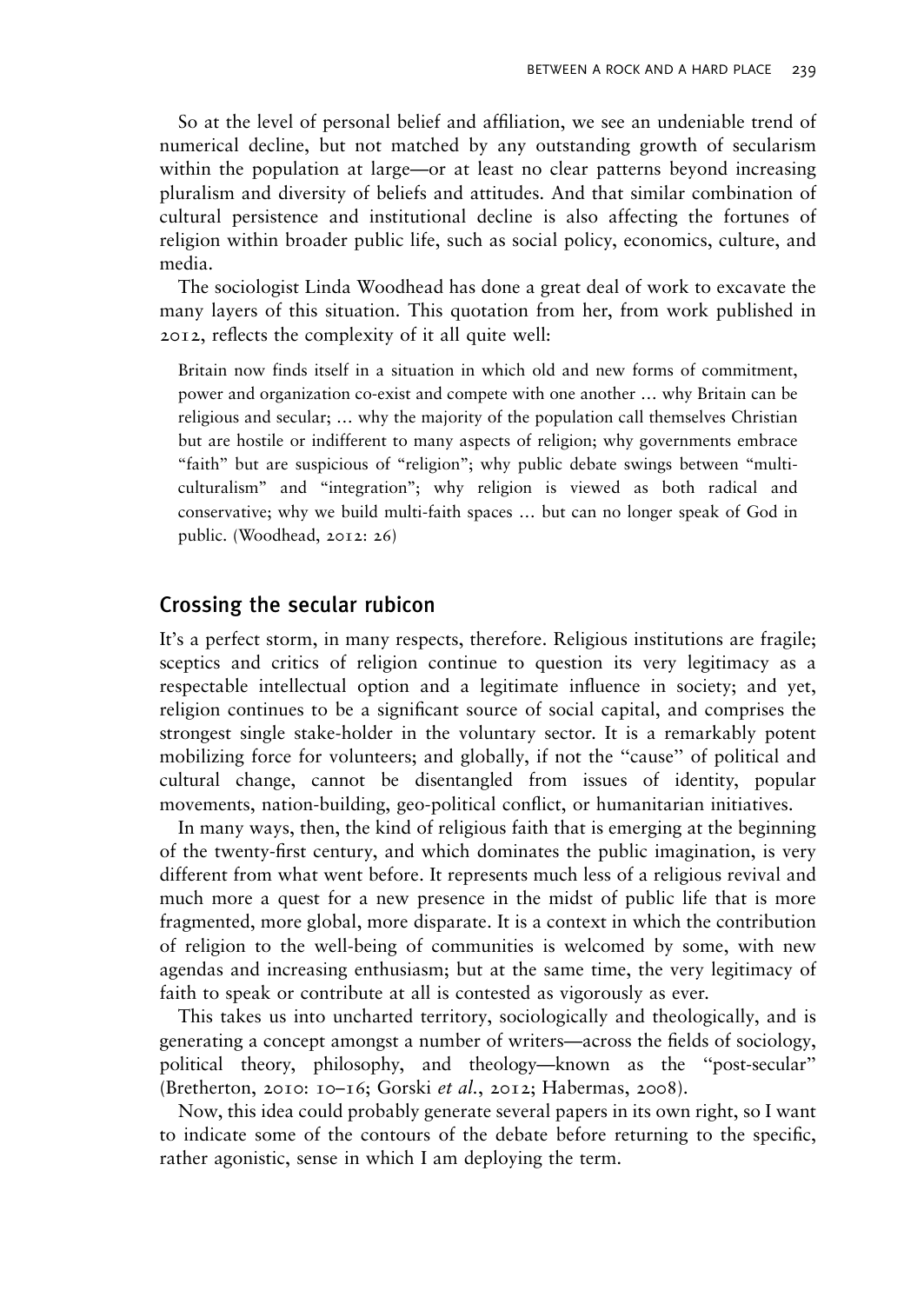So at the level of personal belief and affiliation, we see an undeniable trend of numerical decline, but not matched by any outstanding growth of secularism within the population at large—or at least no clear patterns beyond increasing pluralism and diversity of beliefs and attitudes. And that similar combination of cultural persistence and institutional decline is also affecting the fortunes of religion within broader public life, such as social policy, economics, culture, and media.

The sociologist Linda Woodhead has done a great deal of work to excavate the many layers of this situation. This quotation from her, from work published in 2012, reflects the complexity of it all quite well:

> Britain now finds itself in a situation in which old and new forms of commitment, power and organization co-exist and compete with one another … why Britain can be religious and secular; … why the majority of the population call themselves Christian but are hostile or indifferent to many aspects of religion; why governments embrace "faith" but are suspicious of "religion"; why public debate swings between "multiculturalism" and "integration"; why religion is viewed as both radical and conservative; why we build multi-faith spaces … but can no longer speak of God in public. (Woodhead, 2012: 26)

## Crossing the secular rubicon

It's a perfect storm, in many respects, therefore. Religious institutions are fragile; sceptics and critics of religion continue to question its very legitimacy as a respectable intellectual option and a legitimate influence in society; and yet, religion continues to be a significant source of social capital, and comprises the strongest single stake-holder in the voluntary sector. It is a remarkably potent mobilizing force for volunteers; and globally, if not the "cause" of political and cultural change, cannot be disentangled from issues of identity, popular movements, nation-building, geo-political conflict, or humanitarian initiatives.

In many ways, then, the kind of religious faith that is emerging at the beginning of the twenty-first century, and which dominates the public imagination, is very different from what went before. It represents much less of a religious revival and much more a quest for a new presence in the midst of public life that is more fragmented, more global, more disparate. It is a context in which the contribution of religion to the well-being of communities is welcomed by some, with new agendas and increasing enthusiasm; but at the same time, the very legitimacy of faith to speak or contribute at all is contested as vigorously as ever.

This takes us into uncharted territory, sociologically and theologically, and is generating a concept amongst a number of writers—across the fields of sociology, political theory, philosophy, and theology—known as the "post-secular" (Bretherton, 2010: 10–16; Gorski *et al.*, 2012; Habermas, 2008).

Now, this idea could probably generate several papers in its own right, so I want to indicate some of the contours of the debate before returning to the specific, rather agonistic, sense in which I am deploying the term.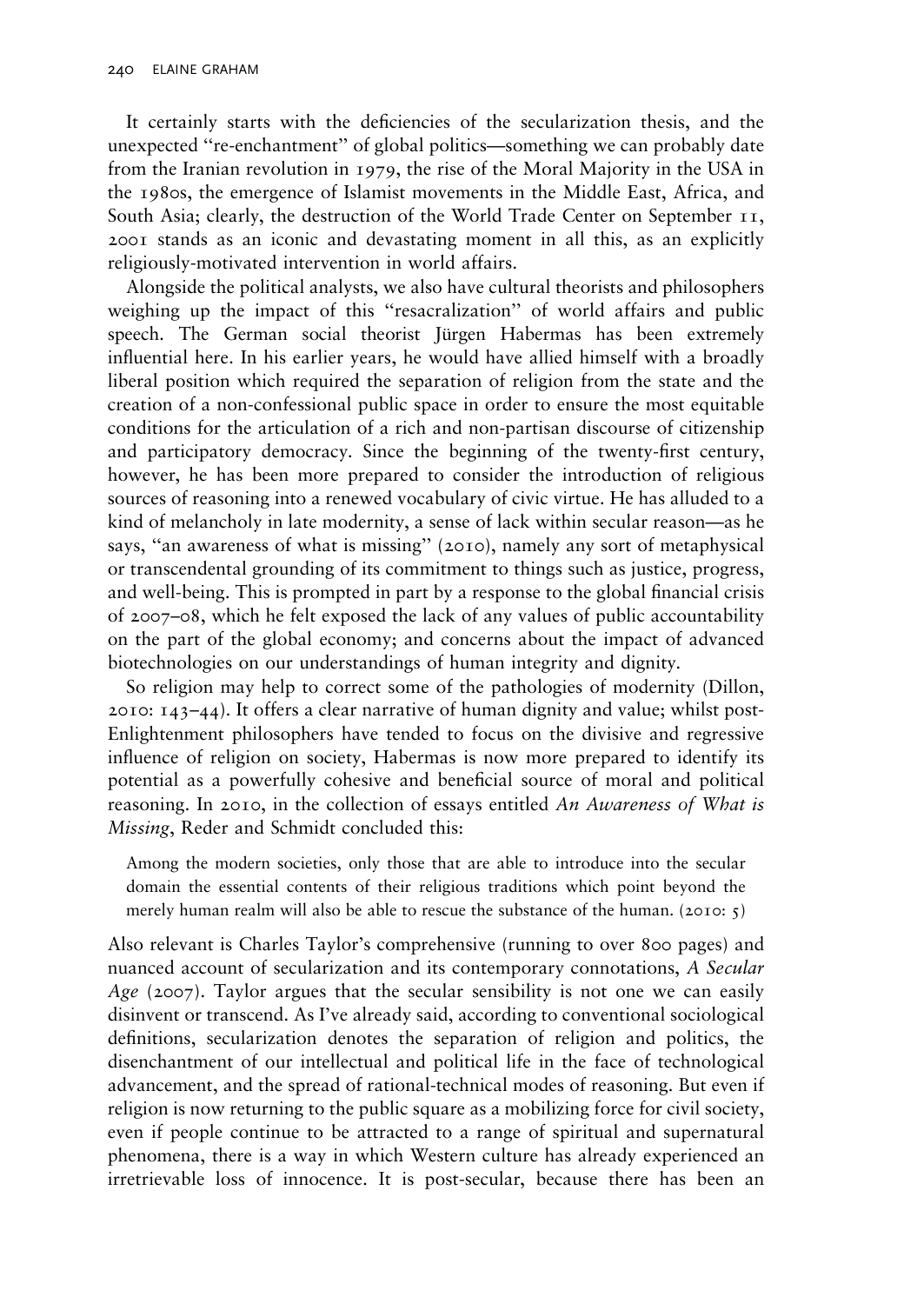It certainly starts with the deficiencies of the secularization thesis, and the unexpected "re-enchantment" of global politics—something we can probably date from the Iranian revolution in 1979, the rise of the Moral Majority in the USA in the 1980s, the emergence of Islamist movements in the Middle East, Africa, and South Asia; clearly, the destruction of the World Trade Center on September 11, 2001 stands as an iconic and devastating moment in all this, as an explicitly religiously-motivated intervention in world affairs.

Alongside the political analysts, we also have cultural theorists and philosophers weighing up the impact of this "resacralization" of world affairs and public speech. The German social theorist Jürgen Habermas has been extremely influential here. In his earlier years, he would have allied himself with a broadly liberal position which required the separation of religion from the state and the creation of a non-confessional public space in order to ensure the most equitable conditions for the articulation of a rich and non-partisan discourse of citizenship and participatory democracy. Since the beginning of the twenty-first century, however, he has been more prepared to consider the introduction of religious sources of reasoning into a renewed vocabulary of civic virtue. He has alluded to a kind of melancholy in late modernity, a sense of lack within secular reason—as he says, "an awareness of what is missing" (2010), namely any sort of metaphysical or transcendental grounding of its commitment to things such as justice, progress, and well-being. This is prompted in part by a response to the global financial crisis of 2007–08, which he felt exposed the lack of any values of public accountability on the part of the global economy; and concerns about the impact of advanced biotechnologies on our understandings of human integrity and dignity.

So religion may help to correct some of the pathologies of modernity (Dillon, 2010: 143–44). It offers a clear narrative of human dignity and value; whilst post-Enlightenment philosophers have tended to focus on the divisive and regressive influence of religion on society, Habermas is now more prepared to identify its potential as a powerfully cohesive and beneficial source of moral and political reasoning. In 2010, in the collection of essays entitled *An Awareness of What is Missing*, Reder and Schmidt concluded this:

> Among the modern societies, only those that are able to introduce into the secular domain the essential contents of their religious traditions which point beyond the merely human realm will also be able to rescue the substance of the human. (2010: 5)

Also relevant is Charles Taylor's comprehensive (running to over 800 pages) and nuanced account of secularization and its contemporary connotations, *A Secular Age* (2007). Taylor argues that the secular sensibility is not one we can easily disinvent or transcend. As I've already said, according to conventional sociological definitions, secularization denotes the separation of religion and politics, the disenchantment of our intellectual and political life in the face of technological advancement, and the spread of rational-technical modes of reasoning. But even if religion is now returning to the public square as a mobilizing force for civil society, even if people continue to be attracted to a range of spiritual and supernatural phenomena, there is a way in which Western culture has already experienced an irretrievable loss of innocence. It is post-secular, because there has been an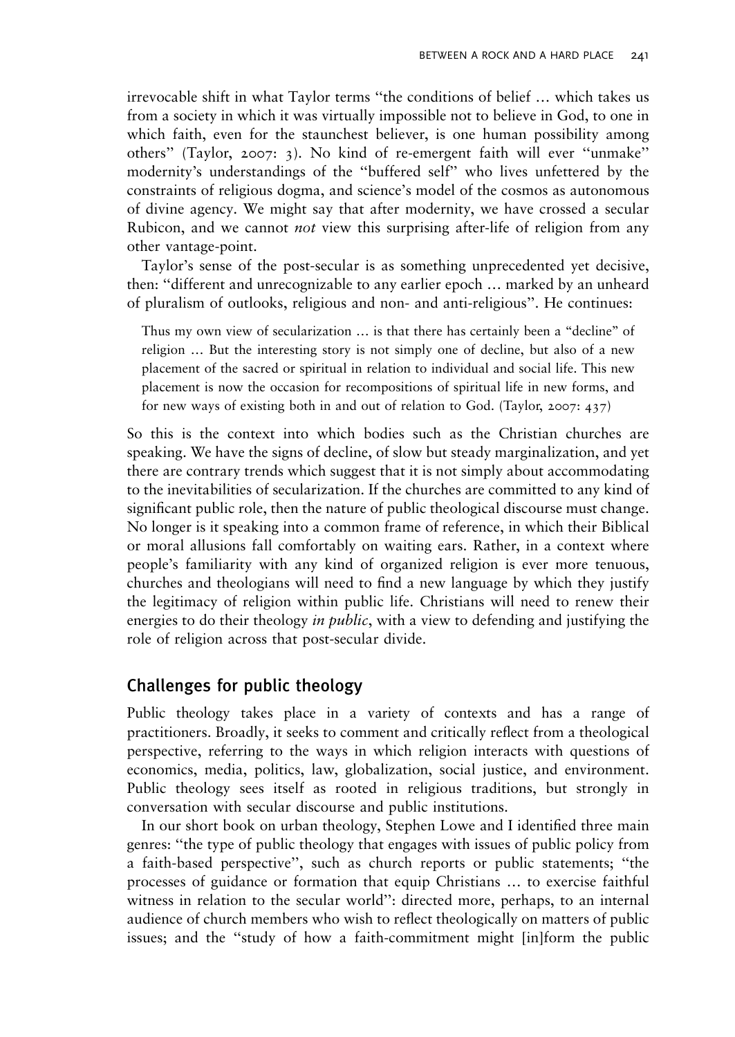irrevocable shift in what Taylor terms "the conditions of belief … which takes us from a society in which it was virtually impossible not to believe in God, to one in which faith, even for the staunchest believer, is one human possibility among others" (Taylor, 2007: 3). No kind of re-emergent faith will ever "unmake" modernity's understandings of the "buffered self" who lives unfettered by the constraints of religious dogma, and science's model of the cosmos as autonomous of divine agency. We might say that after modernity, we have crossed a secular Rubicon, and we cannot *not* view this surprising after-life of religion from any other vantage-point.

Taylor's sense of the post-secular is as something unprecedented yet decisive, then: "different and unrecognizable to any earlier epoch … marked by an unheard of pluralism of outlooks, religious and non- and anti-religious". He continues:

> Thus my own view of secularization … is that there has certainly been a "decline" of religion … But the interesting story is not simply one of decline, but also of a new placement of the sacred or spiritual in relation to individual and social life. This new placement is now the occasion for recompositions of spiritual life in new forms, and for new ways of existing both in and out of relation to God. (Taylor, 2007: 437)

So this is the context into which bodies such as the Christian churches are speaking. We have the signs of decline, of slow but steady marginalization, and yet there are contrary trends which suggest that it is not simply about accommodating to the inevitabilities of secularization. If the churches are committed to any kind of significant public role, then the nature of public theological discourse must change. No longer is it speaking into a common frame of reference, in which their Biblical or moral allusions fall comfortably on waiting ears. Rather, in a context where people's familiarity with any kind of organized religion is ever more tenuous, churches and theologians will need to find a new language by which they justify the legitimacy of religion within public life. Christians will need to renew their energies to do their theology *in public*, with a view to defending and justifying the role of religion across that post-secular divide.

## Challenges for public theology

Public theology takes place in a variety of contexts and has a range of practitioners. Broadly, it seeks to comment and critically reflect from a theological perspective, referring to the ways in which religion interacts with questions of economics, media, politics, law, globalization, social justice, and environment. Public theology sees itself as rooted in religious traditions, but strongly in conversation with secular discourse and public institutions.

In our short book on urban theology, Stephen Lowe and I identified three main genres: "the type of public theology that engages with issues of public policy from a faith-based perspective", such as church reports or public statements; "the processes of guidance or formation that equip Christians … to exercise faithful witness in relation to the secular world": directed more, perhaps, to an internal audience of church members who wish to reflect theologically on matters of public issues; and the "study of how a faith-commitment might [in]form the public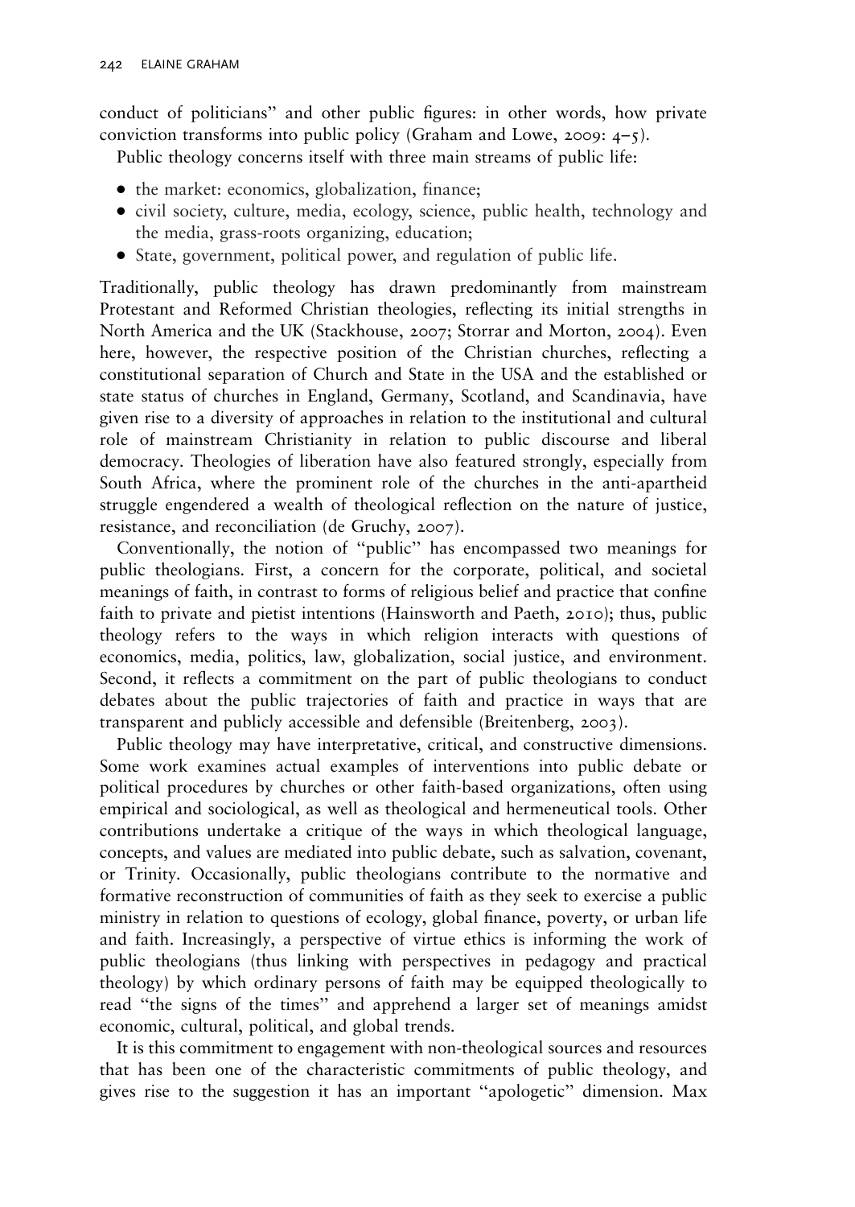conduct of politicians" and other public figures: in other words, how private conviction transforms into public policy (Graham and Lowe, 2009: 4–5).

Public theology concerns itself with three main streams of public life:

- the market: economics, globalization, finance;
- civil society, culture, media, ecology, science, public health, technology and the media, grass-roots organizing, education;
- State, government, political power, and regulation of public life.

Traditionally, public theology has drawn predominantly from mainstream Protestant and Reformed Christian theologies, reflecting its initial strengths in North America and the UK (Stackhouse, 2007; Storrar and Morton, 2004). Even here, however, the respective position of the Christian churches, reflecting a constitutional separation of Church and State in the USA and the established or state status of churches in England, Germany, Scotland, and Scandinavia, have given rise to a diversity of approaches in relation to the institutional and cultural role of mainstream Christianity in relation to public discourse and liberal democracy. Theologies of liberation have also featured strongly, especially from South Africa, where the prominent role of the churches in the anti-apartheid struggle engendered a wealth of theological reflection on the nature of justice, resistance, and reconciliation (de Gruchy, 2007).

Conventionally, the notion of "public" has encompassed two meanings for public theologians. First, a concern for the corporate, political, and societal meanings of faith, in contrast to forms of religious belief and practice that confine faith to private and pietist intentions (Hainsworth and Paeth, 2010); thus, public theology refers to the ways in which religion interacts with questions of economics, media, politics, law, globalization, social justice, and environment. Second, it reflects a commitment on the part of public theologians to conduct debates about the public trajectories of faith and practice in ways that are transparent and publicly accessible and defensible (Breitenberg, 2003).

Public theology may have interpretative, critical, and constructive dimensions. Some work examines actual examples of interventions into public debate or political procedures by churches or other faith-based organizations, often using empirical and sociological, as well as theological and hermeneutical tools. Other contributions undertake a critique of the ways in which theological language, concepts, and values are mediated into public debate, such as salvation, covenant, or Trinity. Occasionally, public theologians contribute to the normative and formative reconstruction of communities of faith as they seek to exercise a public ministry in relation to questions of ecology, global finance, poverty, or urban life and faith. Increasingly, a perspective of virtue ethics is informing the work of public theologians (thus linking with perspectives in pedagogy and practical theology) by which ordinary persons of faith may be equipped theologically to read "the signs of the times" and apprehend a larger set of meanings amidst economic, cultural, political, and global trends.

It is this commitment to engagement with non-theological sources and resources that has been one of the characteristic commitments of public theology, and gives rise to the suggestion it has an important "apologetic" dimension. Max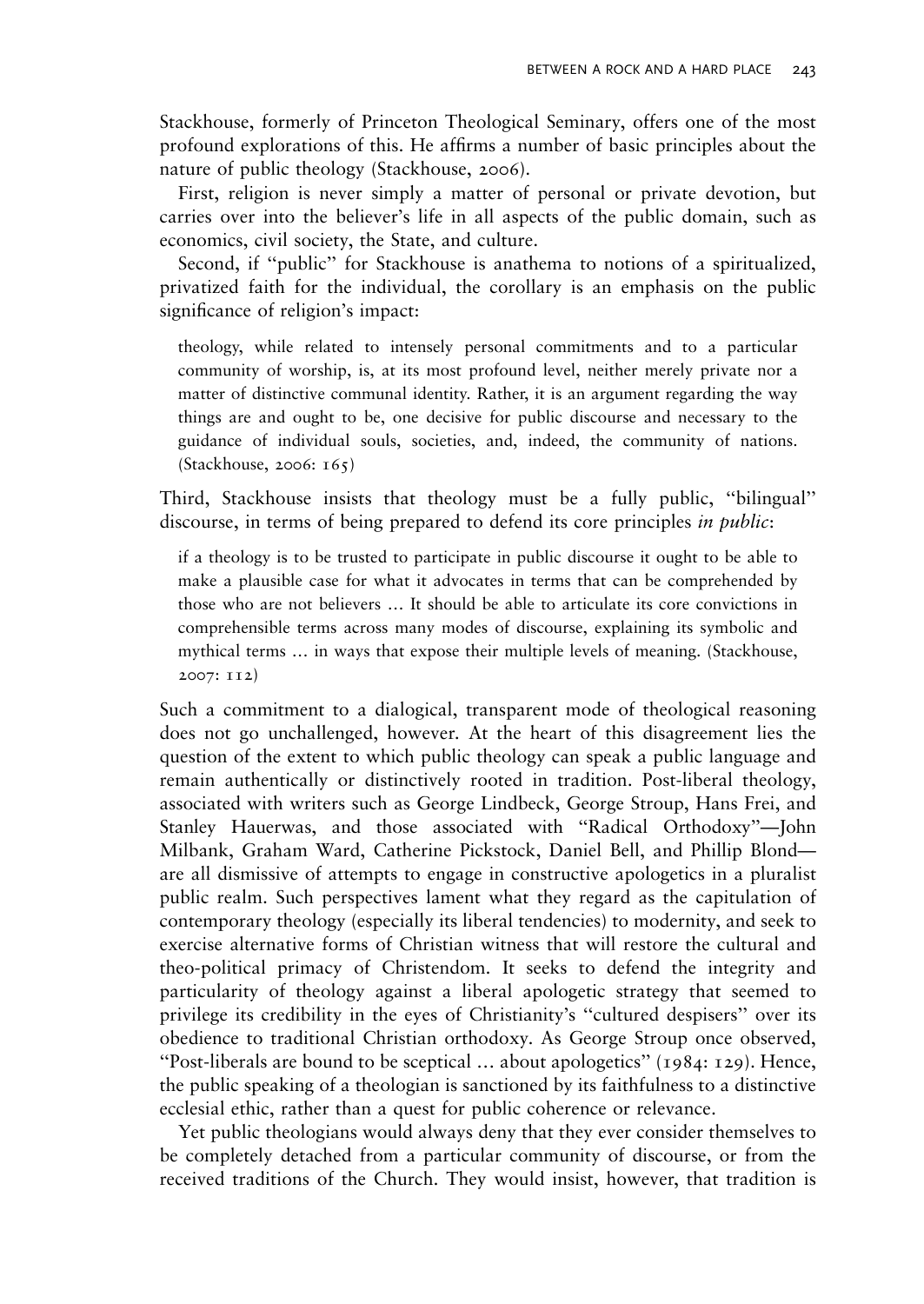Stackhouse, formerly of Princeton Theological Seminary, offers one of the most profound explorations of this. He affirms a number of basic principles about the nature of public theology (Stackhouse, 2006).

First, religion is never simply a matter of personal or private devotion, but carries over into the believer's life in all aspects of the public domain, such as economics, civil society, the State, and culture.

Second, if "public" for Stackhouse is anathema to notions of a spiritualized, privatized faith for the individual, the corollary is an emphasis on the public significance of religion's impact:

> theology, while related to intensely personal commitments and to a particular community of worship, is, at its most profound level, neither merely private nor a matter of distinctive communal identity. Rather, it is an argument regarding the way things are and ought to be, one decisive for public discourse and necessary to the guidance of individual souls, societies, and, indeed, the community of nations. (Stackhouse, 2006: 165)

Third, Stackhouse insists that theology must be a fully public, "bilingual" discourse, in terms of being prepared to defend its core principles *in public*:

> if a theology is to be trusted to participate in public discourse it ought to be able to make a plausible case for what it advocates in terms that can be comprehended by those who are not believers ... It should be able to articulate its core convictions in comprehensible terms across many modes of discourse, explaining its symbolic and mythical terms ... in ways that expose their multiple levels of meaning. (Stackhouse, 2007: 112)

Such a commitment to a dialogical, transparent mode of theological reasoning does not go unchallenged, however. At the heart of this disagreement lies the question of the extent to which public theology can speak a public language and remain authentically or distinctively rooted in tradition. Post-liberal theology, associated with writers such as George Lindbeck, George Stroup, Hans Frei, and Stanley Hauerwas, and those associated with "Radical Orthodoxy"—John Milbank, Graham Ward, Catherine Pickstock, Daniel Bell, and Phillip Blond—are all dismissive of attempts to engage in constructive apologetics in a pluralist public realm. Such perspectives lament what they regard as the capitulation of contemporary theology (especially its liberal tendencies) to modernity, and seek to exercise alternative forms of Christian witness that will restore the cultural and theo-political primacy of Christendom. It seeks to defend the integrity and particularity of theology against a liberal apologetic strategy that seemed to privilege its credibility in the eyes of Christianity's "cultured despisers" over its obedience to traditional Christian orthodoxy. As George Stroup once observed, "Post-liberals are bound to be sceptical ... about apologetics" (1984: 129). Hence, the public speaking of a theologian is sanctioned by its faithfulness to a distinctive ecclesial ethic, rather than a quest for public coherence or relevance.

Yet public theologians would always deny that they ever consider themselves to be completely detached from a particular community of discourse, or from the received traditions of the Church. They would insist, however, that tradition is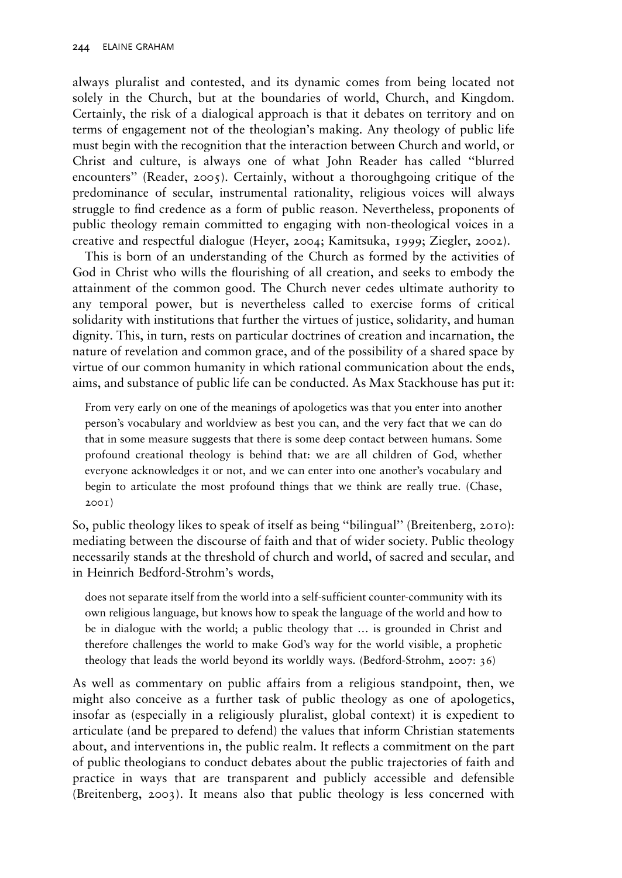always pluralist and contested, and its dynamic comes from being located not solely in the Church, but at the boundaries of world, Church, and Kingdom. Certainly, the risk of a dialogical approach is that it debates on territory and on terms of engagement not of the theologian's making. Any theology of public life must begin with the recognition that the interaction between Church and world, or Christ and culture, is always one of what John Reader has called "blurred encounters" (Reader, 2005). Certainly, without a thoroughgoing critique of the predominance of secular, instrumental rationality, religious voices will always struggle to find credence as a form of public reason. Nevertheless, proponents of public theology remain committed to engaging with non-theological voices in a creative and respectful dialogue (Heyer, 2004; Kamitsuka, 1999; Ziegler, 2002).

This is born of an understanding of the Church as formed by the activities of God in Christ who wills the flourishing of all creation, and seeks to embody the attainment of the common good. The Church never cedes ultimate authority to any temporal power, but is nevertheless called to exercise forms of critical solidarity with institutions that further the virtues of justice, solidarity, and human dignity. This, in turn, rests on particular doctrines of creation and incarnation, the nature of revelation and common grace, and of the possibility of a shared space by virtue of our common humanity in which rational communication about the ends, aims, and substance of public life can be conducted. As Max Stackhouse has put it:

> From very early on one of the meanings of apologetics was that you enter into another person's vocabulary and worldview as best you can, and the very fact that we can do that in some measure suggests that there is some deep contact between humans. Some profound creational theology is behind that: we are all children of God, whether everyone acknowledges it or not, and we can enter into one another's vocabulary and begin to articulate the most profound things that we think are really true. (Chase, 2001)

So, public theology likes to speak of itself as being "bilingual" (Breitenberg, 2010): mediating between the discourse of faith and that of wider society. Public theology necessarily stands at the threshold of church and world, of sacred and secular, and in Heinrich Bedford-Strohm's words,

> does not separate itself from the world into a self-sufficient counter-community with its own religious language, but knows how to speak the language of the world and how to be in dialogue with the world; a public theology that … is grounded in Christ and therefore challenges the world to make God's way for the world visible, a prophetic theology that leads the world beyond its worldly ways. (Bedford-Strohm, 2007: 36)

As well as commentary on public affairs from a religious standpoint, then, we might also conceive as a further task of public theology as one of apologetics, insofar as (especially in a religiously pluralist, global context) it is expedient to articulate (and be prepared to defend) the values that inform Christian statements about, and interventions in, the public realm. It reflects a commitment on the part of public theologians to conduct debates about the public trajectories of faith and practice in ways that are transparent and publicly accessible and defensible (Breitenberg, 2003). It means also that public theology is less concerned with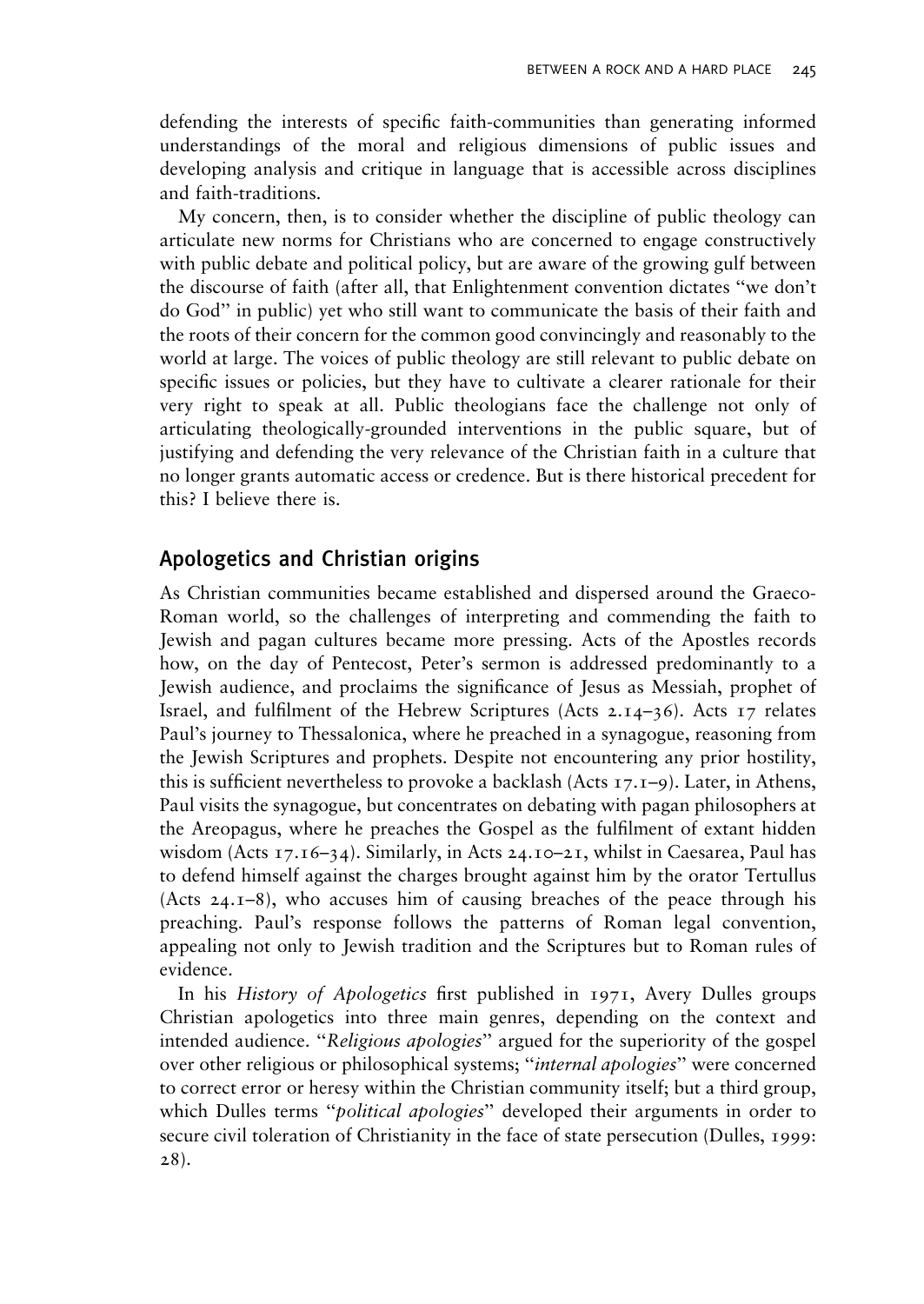defending the interests of specific faith-communities than generating informed understandings of the moral and religious dimensions of public issues and developing analysis and critique in language that is accessible across disciplines and faith-traditions.

My concern, then, is to consider whether the discipline of public theology can articulate new norms for Christians who are concerned to engage constructively with public debate and political policy, but are aware of the growing gulf between the discourse of faith (after all, that Enlightenment convention dictates "we don't do God" in public) yet who still want to communicate the basis of their faith and the roots of their concern for the common good convincingly and reasonably to the world at large. The voices of public theology are still relevant to public debate on specific issues or policies, but they have to cultivate a clearer rationale for their very right to speak at all. Public theologians face the challenge not only of articulating theologically-grounded interventions in the public square, but of justifying and defending the very relevance of the Christian faith in a culture that no longer grants automatic access or credence. But is there historical precedent for this? I believe there is.

## Apologetics and Christian origins

As Christian communities became established and dispersed around the Graeco-Roman world, so the challenges of interpreting and commending the faith to Jewish and pagan cultures became more pressing. Acts of the Apostles records how, on the day of Pentecost, Peter's sermon is addressed predominantly to a Jewish audience, and proclaims the significance of Jesus as Messiah, prophet of Israel, and fulfilment of the Hebrew Scriptures (Acts 2.14–36). Acts 17 relates Paul's journey to Thessalonica, where he preached in a synagogue, reasoning from the Jewish Scriptures and prophets. Despite not encountering any prior hostility, this is sufficient nevertheless to provoke a backlash (Acts 17.1–9). Later, in Athens, Paul visits the synagogue, but concentrates on debating with pagan philosophers at the Areopagus, where he preaches the Gospel as the fulfilment of extant hidden wisdom (Acts 17.16–34). Similarly, in Acts 24.10–21, whilst in Caesarea, Paul has to defend himself against the charges brought against him by the orator Tertullus (Acts 24.1–8), who accuses him of causing breaches of the peace through his preaching. Paul's response follows the patterns of Roman legal convention, appealing not only to Jewish tradition and the Scriptures but to Roman rules of evidence.

In his *History of Apologetics* first published in 1971, Avery Dulles groups Christian apologetics into three main genres, depending on the context and intended audience. "*Religious apologies*" argued for the superiority of the gospel over other religious or philosophical systems; "*internal apologies*" were concerned to correct error or heresy within the Christian community itself; but a third group, which Dulles terms "*political apologies*" developed their arguments in order to secure civil toleration of Christianity in the face of state persecution (Dulles, 1999: 28).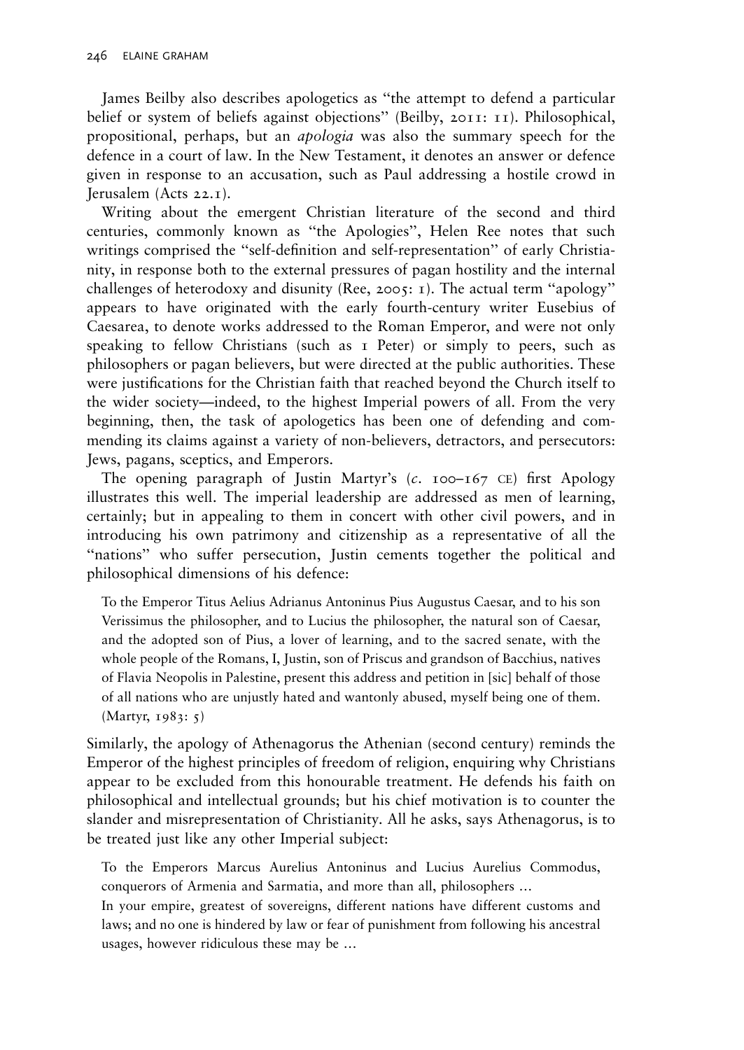James Beilby also describes apologetics as "the attempt to defend a particular belief or system of beliefs against objections" (Beilby, 2011: 11). Philosophical, propositional, perhaps, but an *apologia* was also the summary speech for the defence in a court of law. In the New Testament, it denotes an answer or defence given in response to an accusation, such as Paul addressing a hostile crowd in Jerusalem (Acts 22.1).

Writing about the emergent Christian literature of the second and third centuries, commonly known as "the Apologies", Helen Ree notes that such writings comprised the "self-definition and self-representation" of early Christianity, in response both to the external pressures of pagan hostility and the internal challenges of heterodoxy and disunity (Ree, 2005: 1). The actual term "apology" appears to have originated with the early fourth-century writer Eusebius of Caesarea, to denote works addressed to the Roman Emperor, and were not only speaking to fellow Christians (such as 1 Peter) or simply to peers, such as philosophers or pagan believers, but were directed at the public authorities. These were justifications for the Christian faith that reached beyond the Church itself to the wider society—indeed, to the highest Imperial powers of all. From the very beginning, then, the task of apologetics has been one of defending and commending its claims against a variety of non-believers, detractors, and persecutors: Jews, pagans, sceptics, and Emperors.

The opening paragraph of Justin Martyr's (*c.* 100–167 CE) first Apology illustrates this well. The imperial leadership are addressed as men of learning, certainly; but in appealing to them in concert with other civil powers, and in introducing his own patrimony and citizenship as a representative of all the "nations" who suffer persecution, Justin cements together the political and philosophical dimensions of his defence:

> To the Emperor Titus Aelius Adrianus Antoninus Pius Augustus Caesar, and to his son Verissimus the philosopher, and to Lucius the philosopher, the natural son of Caesar, and the adopted son of Pius, a lover of learning, and to the sacred senate, with the whole people of the Romans, I, Justin, son of Priscus and grandson of Bacchius, natives of Flavia Neopolis in Palestine, present this address and petition in [sic] behalf of those of all nations who are unjustly hated and wantonly abused, myself being one of them. (Martyr, 1983: 5)

Similarly, the apology of Athenagorus the Athenian (second century) reminds the Emperor of the highest principles of freedom of religion, enquiring why Christians appear to be excluded from this honourable treatment. He defends his faith on philosophical and intellectual grounds; but his chief motivation is to counter the slander and misrepresentation of Christianity. All he asks, says Athenagorus, is to be treated just like any other Imperial subject:

> To the Emperors Marcus Aurelius Antoninus and Lucius Aurelius Commodus, conquerors of Armenia and Sarmatia, and more than all, philosophers …
>
> In your empire, greatest of sovereigns, different nations have different customs and laws; and no one is hindered by law or fear of punishment from following his ancestral usages, however ridiculous these may be …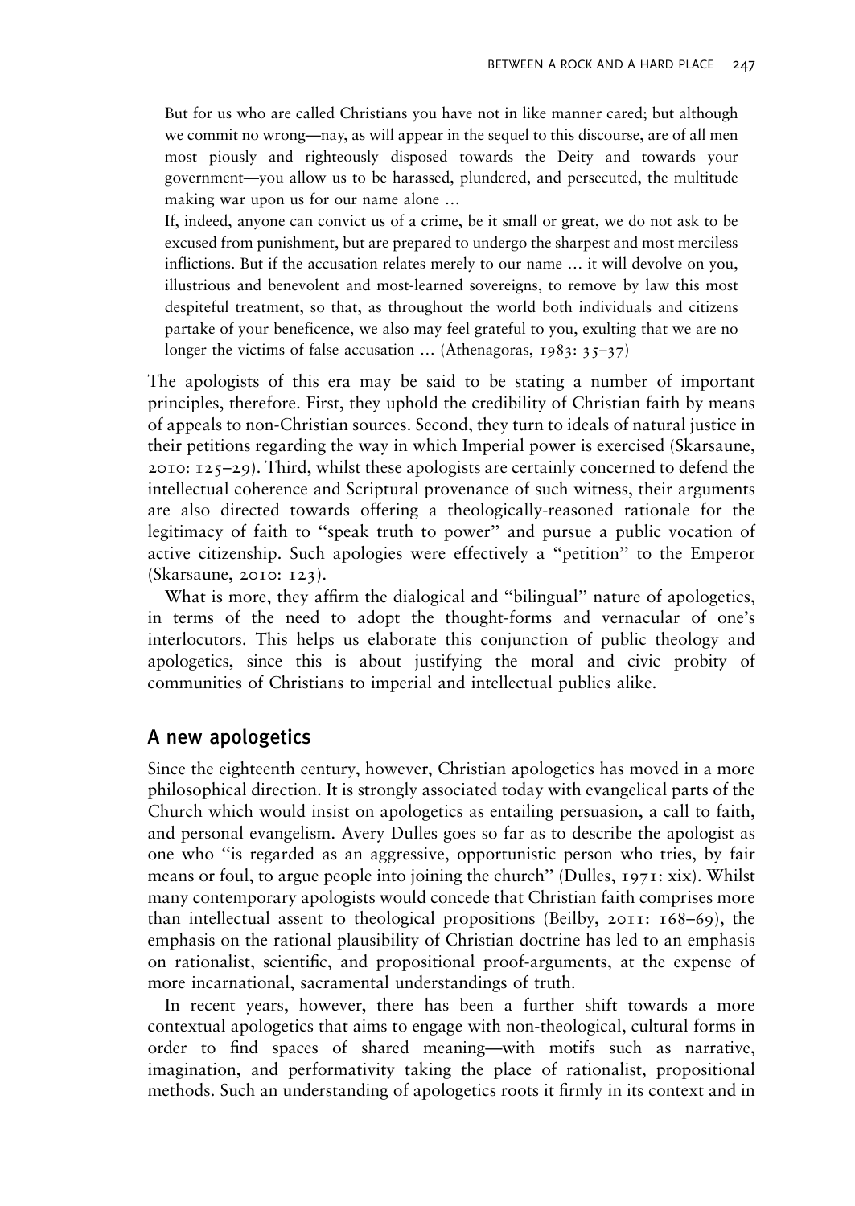> But for us who are called Christians you have not in like manner cared; but although we commit no wrong—nay, as will appear in the sequel to this discourse, are of all men most piously and righteously disposed towards the Deity and towards your government—you allow us to be harassed, plundered, and persecuted, the multitude making war upon us for our name alone …
>
> If, indeed, anyone can convict us of a crime, be it small or great, we do not ask to be excused from punishment, but are prepared to undergo the sharpest and most merciless inflictions. But if the accusation relates merely to our name … it will devolve on you, illustrious and benevolent and most-learned sovereigns, to remove by law this most despiteful treatment, so that, as throughout the world both individuals and citizens partake of your beneficence, we also may feel grateful to you, exulting that we are no longer the victims of false accusation … (Athenagoras, 1983: 35–37)

The apologists of this era may be said to be stating a number of important principles, therefore. First, they uphold the credibility of Christian faith by means of appeals to non-Christian sources. Second, they turn to ideals of natural justice in their petitions regarding the way in which Imperial power is exercised (Skarsaune, 2010: 125–29). Third, whilst these apologists are certainly concerned to defend the intellectual coherence and Scriptural provenance of such witness, their arguments are also directed towards offering a theologically-reasoned rationale for the legitimacy of faith to "speak truth to power" and pursue a public vocation of active citizenship. Such apologies were effectively a "petition" to the Emperor (Skarsaune, 2010: 123).

What is more, they affirm the dialogical and "bilingual" nature of apologetics, in terms of the need to adopt the thought-forms and vernacular of one's interlocutors. This helps us elaborate this conjunction of public theology and apologetics, since this is about justifying the moral and civic probity of communities of Christians to imperial and intellectual publics alike.

## A new apologetics

Since the eighteenth century, however, Christian apologetics has moved in a more philosophical direction. It is strongly associated today with evangelical parts of the Church which would insist on apologetics as entailing persuasion, a call to faith, and personal evangelism. Avery Dulles goes so far as to describe the apologist as one who "is regarded as an aggressive, opportunistic person who tries, by fair means or foul, to argue people into joining the church" (Dulles, 1971: xix). Whilst many contemporary apologists would concede that Christian faith comprises more than intellectual assent to theological propositions (Beilby, 2011: 168–69), the emphasis on the rational plausibility of Christian doctrine has led to an emphasis on rationalist, scientific, and propositional proof-arguments, at the expense of more incarnational, sacramental understandings of truth.

In recent years, however, there has been a further shift towards a more contextual apologetics that aims to engage with non-theological, cultural forms in order to find spaces of shared meaning—with motifs such as narrative, imagination, and performativity taking the place of rationalist, propositional methods. Such an understanding of apologetics roots it firmly in its context and in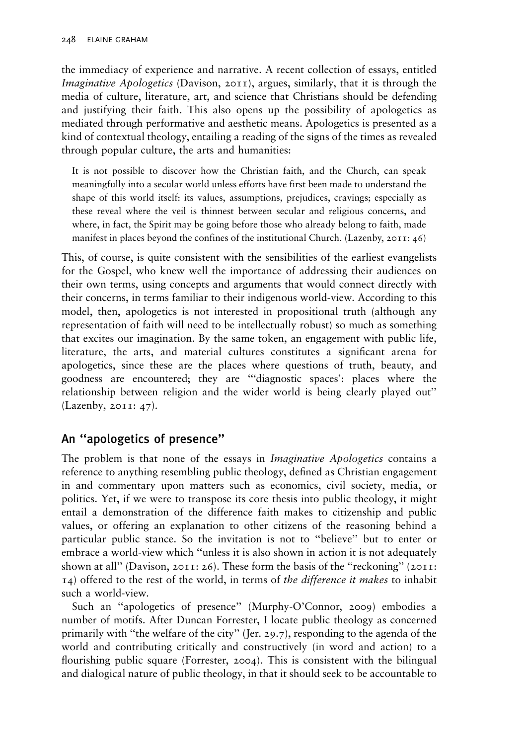the immediacy of experience and narrative. A recent collection of essays, entitled *Imaginative Apologetics* (Davison, 2011), argues, similarly, that it is through the media of culture, literature, art, and science that Christians should be defending and justifying their faith. This also opens up the possibility of apologetics as mediated through performative and aesthetic means. Apologetics is presented as a kind of contextual theology, entailing a reading of the signs of the times as revealed through popular culture, the arts and humanities:

> It is not possible to discover how the Christian faith, and the Church, can speak meaningfully into a secular world unless efforts have first been made to understand the shape of this world itself: its values, assumptions, prejudices, cravings; especially as these reveal where the veil is thinnest between secular and religious concerns, and where, in fact, the Spirit may be going before those who already belong to faith, made manifest in places beyond the confines of the institutional Church. (Lazenby, 2011: 46)

This, of course, is quite consistent with the sensibilities of the earliest evangelists for the Gospel, who knew well the importance of addressing their audiences on their own terms, using concepts and arguments that would connect directly with their concerns, in terms familiar to their indigenous world-view. According to this model, then, apologetics is not interested in propositional truth (although any representation of faith will need to be intellectually robust) so much as something that excites our imagination. By the same token, an engagement with public life, literature, the arts, and material cultures constitutes a significant arena for apologetics, since these are the places where questions of truth, beauty, and goodness are encountered; they are "'diagnostic spaces': places where the relationship between religion and the wider world is being clearly played out" (Lazenby, 2011: 47).

## An "apologetics of presence"

The problem is that none of the essays in *Imaginative Apologetics* contains a reference to anything resembling public theology, defined as Christian engagement in and commentary upon matters such as economics, civil society, media, or politics. Yet, if we were to transpose its core thesis into public theology, it might entail a demonstration of the difference faith makes to citizenship and public values, or offering an explanation to other citizens of the reasoning behind a particular public stance. So the invitation is not to "believe" but to enter or embrace a world-view which "unless it is also shown in action it is not adequately shown at all" (Davison, 2011: 26). These form the basis of the "reckoning" (2011: 14) offered to the rest of the world, in terms of *the difference it makes* to inhabit such a world-view.

Such an "apologetics of presence" (Murphy-O'Connor, 2009) embodies a number of motifs. After Duncan Forrester, I locate public theology as concerned primarily with "the welfare of the city" (Jer. 29.7), responding to the agenda of the world and contributing critically and constructively (in word and action) to a flourishing public square (Forrester, 2004). This is consistent with the bilingual and dialogical nature of public theology, in that it should seek to be accountable to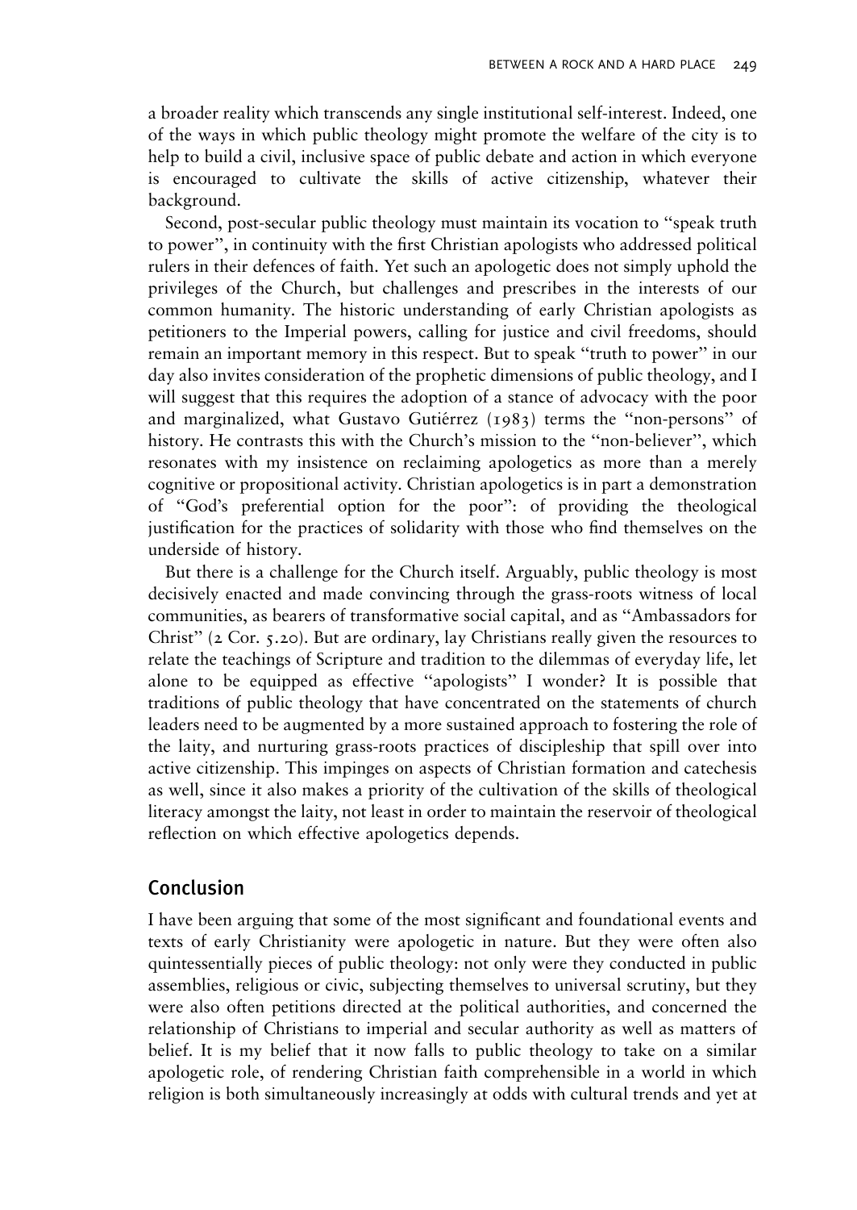a broader reality which transcends any single institutional self-interest. Indeed, one of the ways in which public theology might promote the welfare of the city is to help to build a civil, inclusive space of public debate and action in which everyone is encouraged to cultivate the skills of active citizenship, whatever their background.

Second, post-secular public theology must maintain its vocation to "speak truth to power", in continuity with the first Christian apologists who addressed political rulers in their defences of faith. Yet such an apologetic does not simply uphold the privileges of the Church, but challenges and prescribes in the interests of our common humanity. The historic understanding of early Christian apologists as petitioners to the Imperial powers, calling for justice and civil freedoms, should remain an important memory in this respect. But to speak "truth to power" in our day also invites consideration of the prophetic dimensions of public theology, and I will suggest that this requires the adoption of a stance of advocacy with the poor and marginalized, what Gustavo Gutiérrez (1983) terms the "non-persons" of history. He contrasts this with the Church's mission to the "non-believer", which resonates with my insistence on reclaiming apologetics as more than a merely cognitive or propositional activity. Christian apologetics is in part a demonstration of "God's preferential option for the poor": of providing the theological justification for the practices of solidarity with those who find themselves on the underside of history.

But there is a challenge for the Church itself. Arguably, public theology is most decisively enacted and made convincing through the grass-roots witness of local communities, as bearers of transformative social capital, and as "Ambassadors for Christ" (2 Cor. 5.20). But are ordinary, lay Christians really given the resources to relate the teachings of Scripture and tradition to the dilemmas of everyday life, let alone to be equipped as effective "apologists" I wonder? It is possible that traditions of public theology that have concentrated on the statements of church leaders need to be augmented by a more sustained approach to fostering the role of the laity, and nurturing grass-roots practices of discipleship that spill over into active citizenship. This impinges on aspects of Christian formation and catechesis as well, since it also makes a priority of the cultivation of the skills of theological literacy amongst the laity, not least in order to maintain the reservoir of theological reflection on which effective apologetics depends.

## Conclusion

I have been arguing that some of the most significant and foundational events and texts of early Christianity were apologetic in nature. But they were often also quintessentially pieces of public theology: not only were they conducted in public assemblies, religious or civic, subjecting themselves to universal scrutiny, but they were also often petitions directed at the political authorities, and concerned the relationship of Christians to imperial and secular authority as well as matters of belief. It is my belief that it now falls to public theology to take on a similar apologetic role, of rendering Christian faith comprehensible in a world in which religion is both simultaneously increasingly at odds with cultural trends and yet at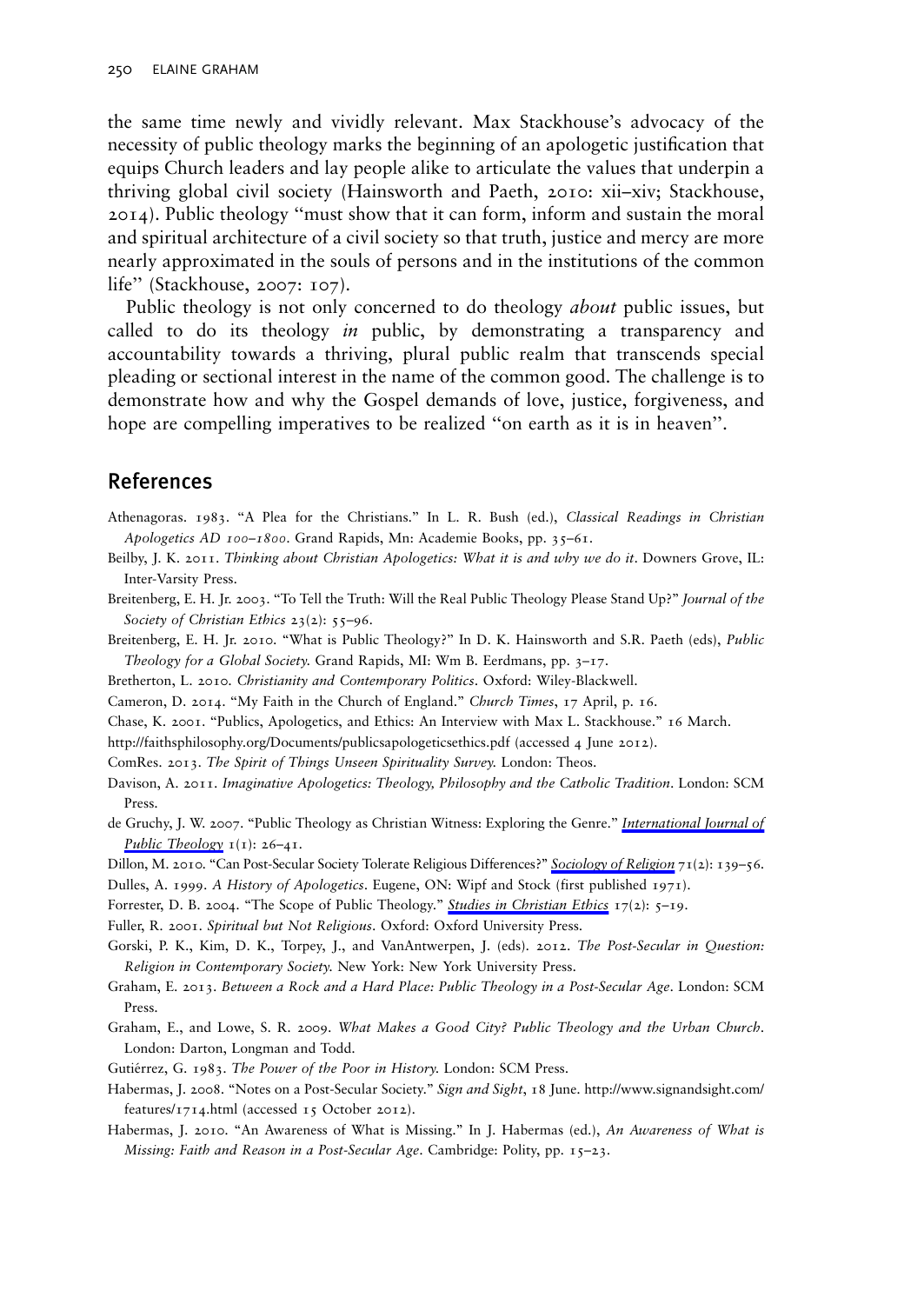the same time newly and vividly relevant. Max Stackhouse's advocacy of the necessity of public theology marks the beginning of an apologetic justification that equips Church leaders and lay people alike to articulate the values that underpin a thriving global civil society (Hainsworth and Paeth, 2010: xii–xiv; Stackhouse, 2014). Public theology "must show that it can form, inform and sustain the moral and spiritual architecture of a civil society so that truth, justice and mercy are more nearly approximated in the souls of persons and in the institutions of the common life" (Stackhouse, 2007: 107).

Public theology is not only concerned to do theology *about* public issues, but called to do its theology *in* public, by demonstrating a transparency and accountability towards a thriving, plural public realm that transcends special pleading or sectional interest in the name of the common good. The challenge is to demonstrate how and why the Gospel demands of love, justice, forgiveness, and hope are compelling imperatives to be realized "on earth as it is in heaven".

## References

Athenagoras. 1983. "A Plea for the Christians." In L. R. Bush (ed.), *Classical Readings in Christian Apologetics AD 100–1800*. Grand Rapids, Mn: Academie Books, pp. 35–61.

Beilby, J. K. 2011. *Thinking about Christian Apologetics: What it is and why we do it*. Downers Grove, IL: Inter-Varsity Press.

Breitenberg, E. H. Jr. 2003. "To Tell the Truth: Will the Real Public Theology Please Stand Up?" *Journal of the Society of Christian Ethics* 23(2): 55–96.

Breitenberg, E. H. Jr. 2010. "What is Public Theology?" In D. K. Hainsworth and S.R. Paeth (eds), *Public Theology for a Global Society*. Grand Rapids, MI: Wm B. Eerdmans, pp. 3–17.

Bretherton, L. 2010. *Christianity and Contemporary Politics*. Oxford: Wiley-Blackwell.

Cameron, D. 2014. "My Faith in the Church of England." *Church Times*, 17 April, p. 16.

Chase, K. 2001. "Publics, Apologetics, and Ethics: An Interview with Max L. Stackhouse." 16 March.

http://faithsphilosophy.org/Documents/publicsapologeticsethics.pdf (accessed 4 June 2012).

ComRes. 2013. *The Spirit of Things Unseen Spirituality Survey*. London: Theos.

Davison, A. 2011. *Imaginative Apologetics: Theology, Philosophy and the Catholic Tradition*. London: SCM Press.

de Gruchy, J. W. 2007. "Public Theology as Christian Witness: Exploring the Genre." *International Journal of Public Theology* 1(1): 26–41.

Dillon, M. 2010. "Can Post-Secular Society Tolerate Religious Differences?" *Sociology of Religion* 71(2): 139–56.

Dulles, A. 1999. *A History of Apologetics*. Eugene, ON: Wipf and Stock (first published 1971).

Forrester, D. B. 2004. "The Scope of Public Theology." *Studies in Christian Ethics* 17(2): 5–19.

Fuller, R. 2001. *Spiritual but Not Religious*. Oxford: Oxford University Press.

Gorski, P. K., Kim, D. K., Torpey, J., and VanAntwerpen, J. (eds). 2012. *The Post-Secular in Question: Religion in Contemporary Society*. New York: New York University Press.

Graham, E. 2013. *Between a Rock and a Hard Place: Public Theology in a Post-Secular Age*. London: SCM Press.

Graham, E., and Lowe, S. R. 2009. *What Makes a Good City? Public Theology and the Urban Church*. London: Darton, Longman and Todd.

Gutiérrez, G. 1983. *The Power of the Poor in History*. London: SCM Press.

Habermas, J. 2008. "Notes on a Post-Secular Society." *Sign and Sight*, 18 June. http://www.signandsight.com/features/1714.html (accessed 15 October 2012).

Habermas, J. 2010. "An Awareness of What is Missing." In J. Habermas (ed.), *An Awareness of What is Missing: Faith and Reason in a Post-Secular Age*. Cambridge: Polity, pp. 15–23.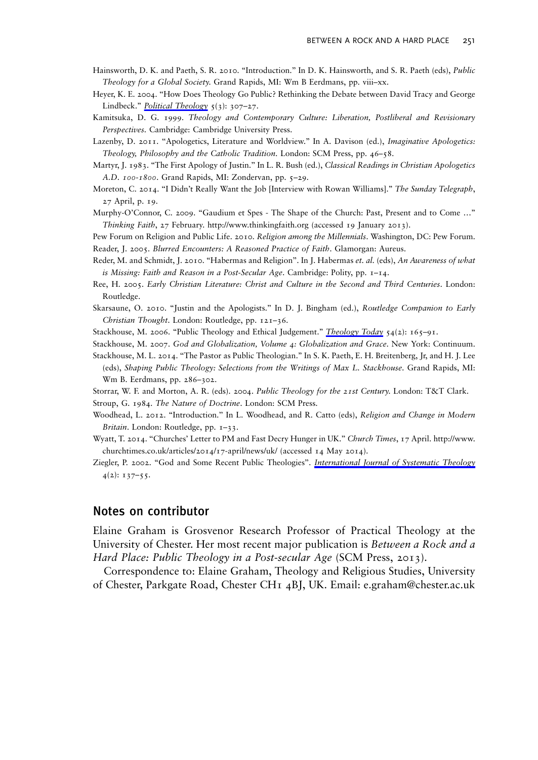Hainsworth, D. K. and Paeth, S. R. 2010. "Introduction." In D. K. Hainsworth, and S. R. Paeth (eds), *Public Theology for a Global Society*. Grand Rapids, MI: Wm B Eerdmans, pp. viii–xx.

Heyer, K. E. 2004. "How Does Theology Go Public? Rethinking the Debate between David Tracy and George Lindbeck." *Political Theology* 5(3): 307–27.

Kamitsuka, D. G. 1999. *Theology and Contemporary Culture: Liberation, Postliberal and Revisionary Perspectives*. Cambridge: Cambridge University Press.

Lazenby, D. 2011. "Apologetics, Literature and Worldview." In A. Davison (ed.), *Imaginative Apologetics: Theology, Philosophy and the Catholic Tradition*. London: SCM Press, pp. 46–58.

Martyr, J. 1983. "The First Apology of Justin." In L. R. Bush (ed.), *Classical Readings in Christian Apologetics A.D. 100-1800*. Grand Rapids, MI: Zondervan, pp. 5–29.

Moreton, C. 2014. "I Didn't Really Want the Job [Interview with Rowan Williams]." *The Sunday Telegraph*, 27 April, p. 19.

Murphy-O'Connor, C. 2009. "Gaudium et Spes - The Shape of the Church: Past, Present and to Come …" *Thinking Faith*, 27 February. http://www.thinkingfaith.org (accessed 19 January 2013).

Pew Forum on Religion and Public Life. 2010. *Religion among the Millennials*. Washington, DC: Pew Forum.

Reader, J. 2005. *Blurred Encounters: A Reasoned Practice of Faith*. Glamorgan: Aureus.

Reder, M. and Schmidt, J. 2010. "Habermas and Religion". In J. Habermas *et. al.* (eds), *An Awareness of what is Missing: Faith and Reason in a Post-Secular Age*. Cambridge: Polity, pp. 1–14.

Ree, H. 2005. *Early Christian Literature: Christ and Culture in the Second and Third Centuries*. London: Routledge.

Skarsaune, O. 2010. "Justin and the Apologists." In D. J. Bingham (ed.), *Routledge Companion to Early Christian Thought*. London: Routledge, pp. 121–36.

Stackhouse, M. 2006. "Public Theology and Ethical Judgement." *Theology Today* 54(2): 165–91.

Stackhouse, M. 2007. *God and Globalization, Volume 4: Globalization and Grace*. New York: Continuum.

Stackhouse, M. L. 2014. "The Pastor as Public Theologian." In S. K. Paeth, E. H. Breitenberg, Jr, and H. J. Lee (eds), *Shaping Public Theology: Selections from the Writings of Max L. Stackhouse*. Grand Rapids, MI: Wm B. Eerdmans, pp. 286–302.

Storrar, W. F. and Morton, A. R. (eds). 2004. *Public Theology for the 21st Century*. London: T&T Clark.

Stroup, G. 1984. *The Nature of Doctrine*. London: SCM Press.

Woodhead, L. 2012. "Introduction." In L. Woodhead, and R. Catto (eds), *Religion and Change in Modern Britain*. London: Routledge, pp. 1–33.

Wyatt, T. 2014. "Churches' Letter to PM and Fast Decry Hunger in UK." *Church Times*, 17 April. http://www.churchtimes.co.uk/articles/2014/17-april/news/uk/ (accessed 14 May 2014).

Ziegler, P. 2002. "God and Some Recent Public Theologies". *International Journal of Systematic Theology* 4(2): 137–55.

## Notes on contributor

Elaine Graham is Grosvenor Research Professor of Practical Theology at the University of Chester. Her most recent major publication is *Between a Rock and a Hard Place: Public Theology in a Post-secular Age* (SCM Press, 2013).

Correspondence to: Elaine Graham, Theology and Religious Studies, University of Chester, Parkgate Road, Chester CH1 4BJ, UK. Email: e.graham@chester.ac.uk